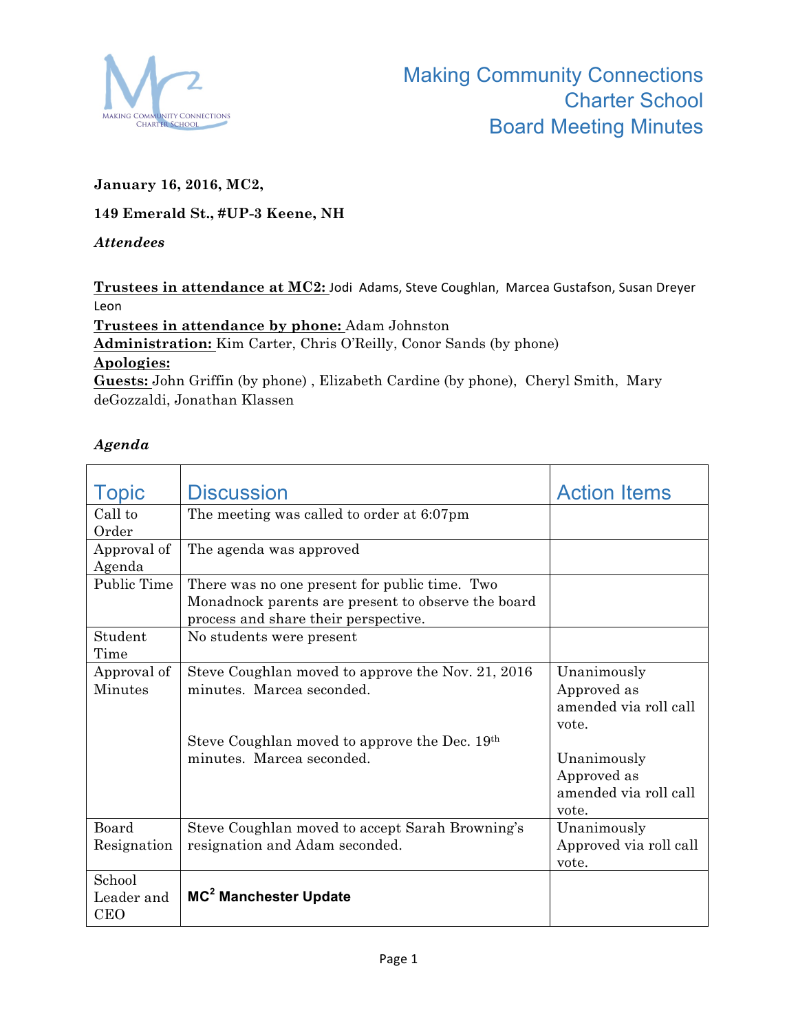# Making Community Connections Charter School Board Meeting Minutes

**January 16, 2016, MC2,**

**149 Emerald St., #UP-3 Keene, NH**

***Attendees***

**Trustees in attendance at MC2:** Jodi Adams, Steve Coughlan, Marcea Gustafson, Susan Dreyer Leon
**Trustees in attendance by phone:** Adam Johnston
**Administration:** Kim Carter, Chris O'Reilly, Conor Sands (by phone)
**Apologies:**
**Guests:** John Griffin (by phone) , Elizabeth Cardine (by phone), Cheryl Smith, Mary deGozzaldi, Jonathan Klassen

***Agenda***

| Topic | Discussion | Action Items |
|---|---|---|
| Call to Order | The meeting was called to order at 6:07pm | |
| Approval of Agenda | The agenda was approved | |
| Public Time | There was no one present for public time. Two Monadnock parents are present to observe the board process and share their perspective. | |
| Student Time | No students were present | |
| Approval of Minutes | Steve Coughlan moved to approve the Nov. 21, 2016 minutes. Marcea seconded.<br><br>Steve Coughlan moved to approve the Dec. 19th minutes. Marcea seconded. | Unanimously Approved as amended via roll call vote.<br><br>Unanimously Approved as amended via roll call vote. |
| Board Resignation | Steve Coughlan moved to accept Sarah Browning's resignation and Adam seconded. | Unanimously Approved via roll call vote. |
| School Leader and CEO | **MC$^2$ Manchester Update** | |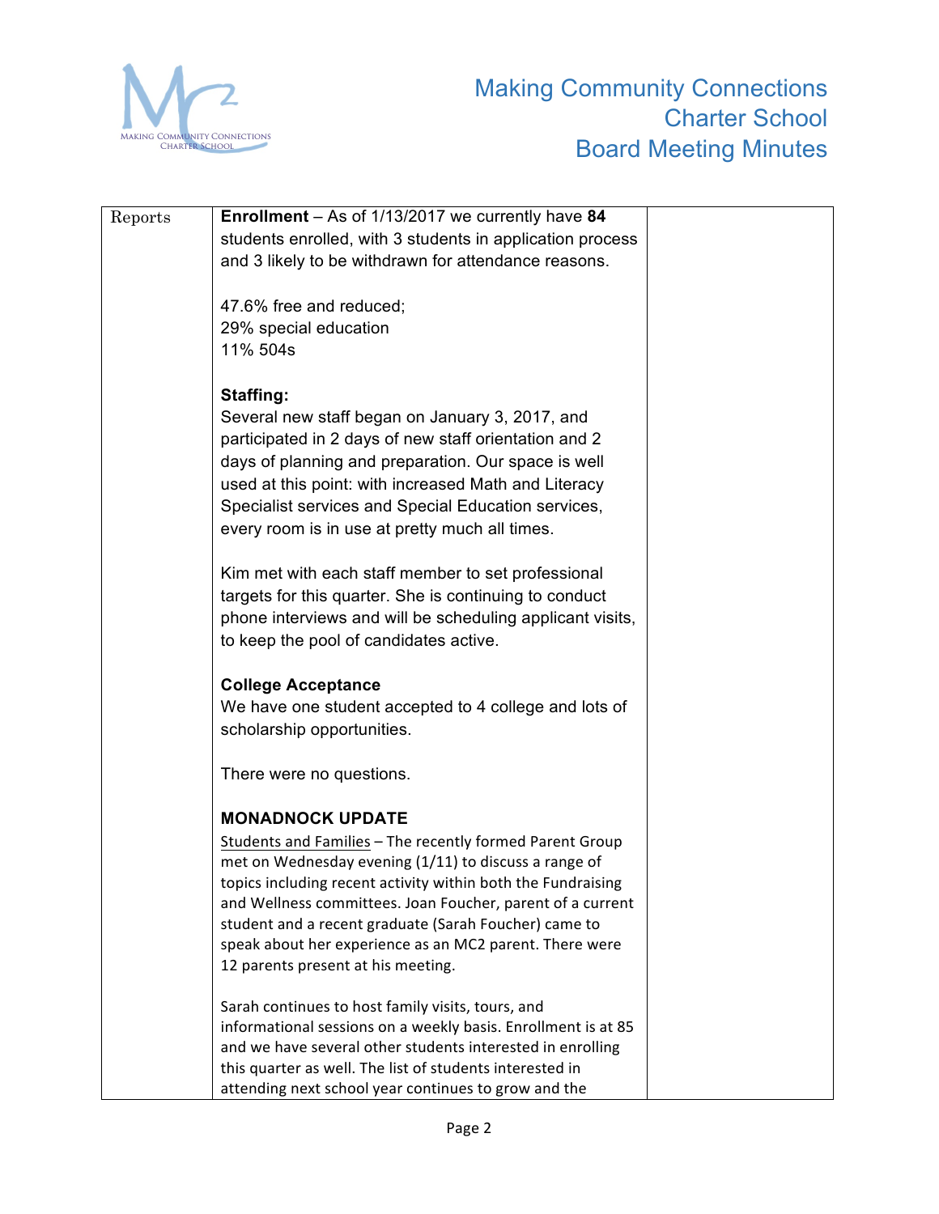| Reports | **Enrollment** – As of 1/13/2017 we currently have **84** students enrolled, with 3 students in application process and 3 likely to be withdrawn for attendance reasons.<br><br>47.6% free and reduced;<br>29% special education<br>11% 504s<br><br>**Staffing:**<br>Several new staff began on January 3, 2017, and participated in 2 days of new staff orientation and 2 days of planning and preparation. Our space is well used at this point: with increased Math and Literacy Specialist services and Special Education services, every room is in use at pretty much all times.<br><br>Kim met with each staff member to set professional targets for this quarter. She is continuing to conduct phone interviews and will be scheduling applicant visits, to keep the pool of candidates active.<br><br>**College Acceptance**<br>We have one student accepted to 4 college and lots of scholarship opportunities.<br><br>There were no questions.<br><br>**MONADNOCK UPDATE**<br>Students and Families – The recently formed Parent Group met on Wednesday evening (1/11) to discuss a range of topics including recent activity within both the Fundraising and Wellness committees. Joan Foucher, parent of a current student and a recent graduate (Sarah Foucher) came to speak about her experience as an MC2 parent. There were 12 parents present at his meeting.<br><br>Sarah continues to host family visits, tours, and informational sessions on a weekly basis. Enrollment is at 85 and we have several other students interested in enrolling this quarter as well. The list of students interested in attending next school year continues to grow and the | |
|---|---|---|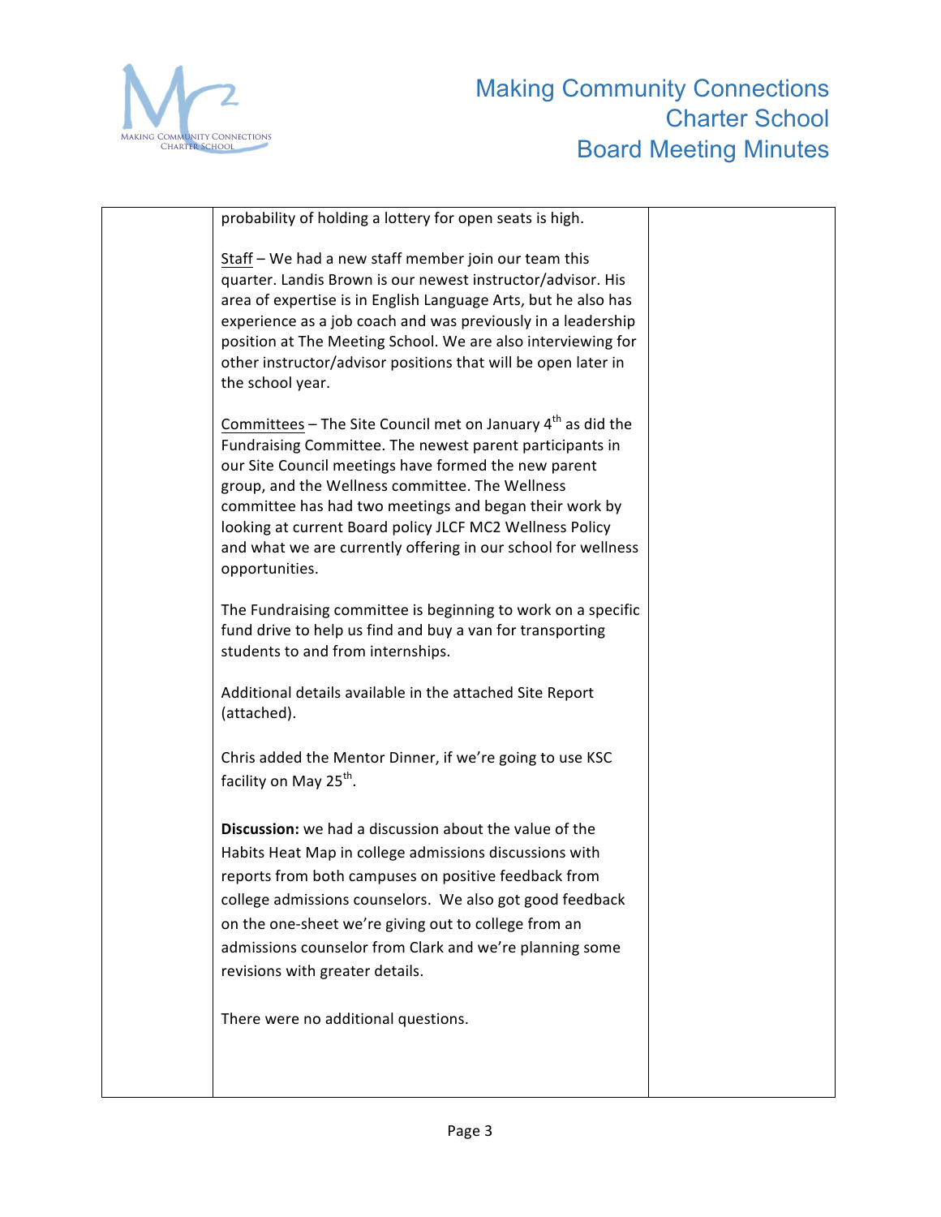| | probability of holding a lottery for open seats is high.<br><br>Staff – We had a new staff member join our team this quarter. Landis Brown is our newest instructor/advisor. His area of expertise is in English Language Arts, but he also has experience as a job coach and was previously in a leadership position at The Meeting School. We are also interviewing for other instructor/advisor positions that will be open later in the school year.<br><br>Committees – The Site Council met on January 4th as did the Fundraising Committee. The newest parent participants in our Site Council meetings have formed the new parent group, and the Wellness committee. The Wellness committee has had two meetings and began their work by looking at current Board policy JLCF MC2 Wellness Policy and what we are currently offering in our school for wellness opportunities.<br><br>The Fundraising committee is beginning to work on a specific fund drive to help us find and buy a van for transporting students to and from internships.<br><br>Additional details available in the attached Site Report (attached).<br><br>Chris added the Mentor Dinner, if we're going to use KSC facility on May 25th.<br><br>**Discussion:** we had a discussion about the value of the Habits Heat Map in college admissions discussions with reports from both campuses on positive feedback from college admissions counselors. We also got good feedback on the one-sheet we're giving out to college from an admissions counselor from Clark and we're planning some revisions with greater details.<br><br>There were no additional questions. | |
|---|---|---|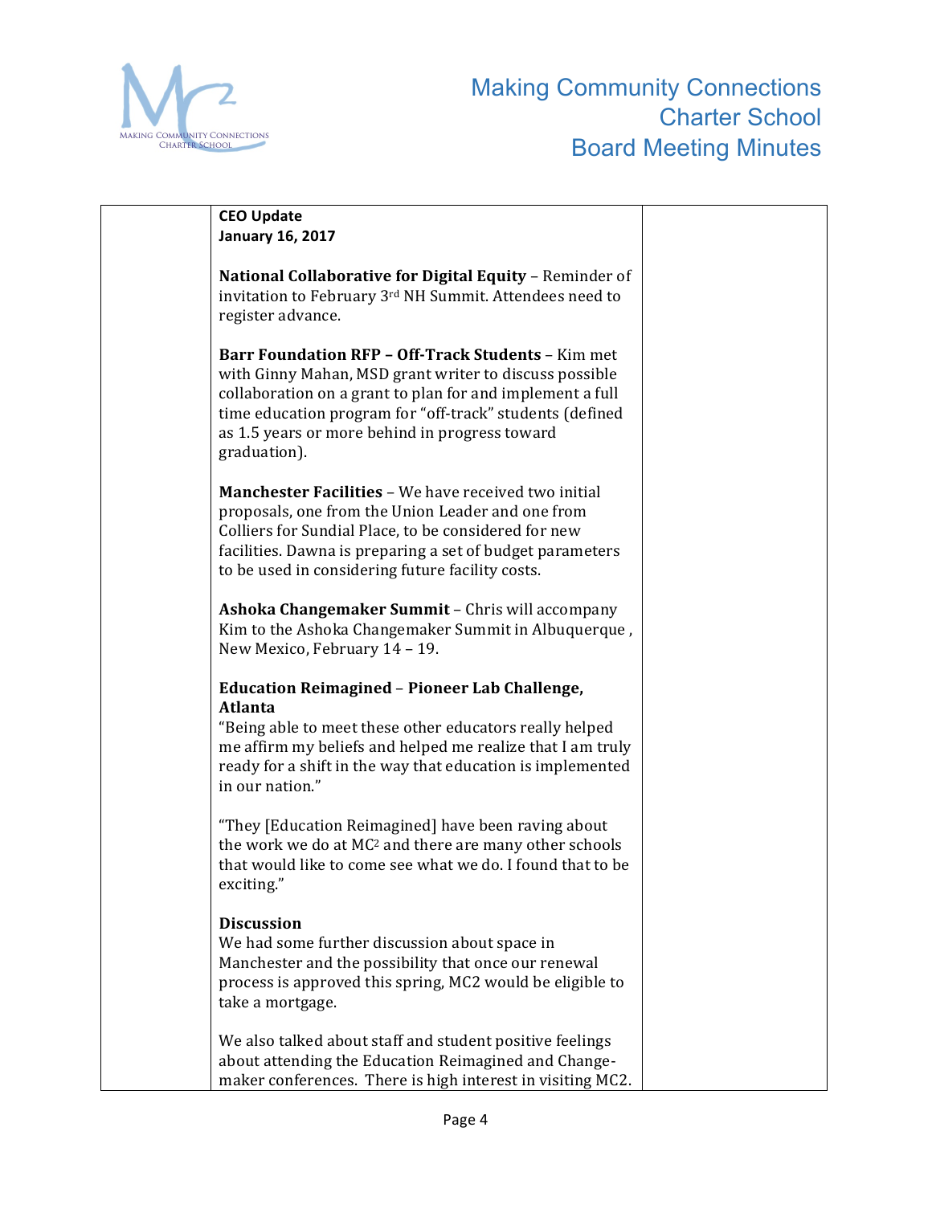**CEO Update**
**January 16, 2017**

**National Collaborative for Digital Equity** – Reminder of invitation to February 3rd NH Summit. Attendees need to register advance.

**Barr Foundation RFP – Off-Track Students** – Kim met with Ginny Mahan, MSD grant writer to discuss possible collaboration on a grant to plan for and implement a full time education program for "off-track" students (defined as 1.5 years or more behind in progress toward graduation).

**Manchester Facilities** – We have received two initial proposals, one from the Union Leader and one from Colliers for Sundial Place, to be considered for new facilities. Dawna is preparing a set of budget parameters to be used in considering future facility costs.

**Ashoka Changemaker Summit** – Chris will accompany Kim to the Ashoka Changemaker Summit in Albuquerque , New Mexico, February 14 – 19.

**Education Reimagined – Pioneer Lab Challenge, Atlanta**

"Being able to meet these other educators really helped me affirm my beliefs and helped me realize that I am truly ready for a shift in the way that education is implemented in our nation."

"They [Education Reimagined] have been raving about the work we do at MC$^2$ and there are many other schools that would like to come see what we do. I found that to be exciting."

**Discussion**

We had some further discussion about space in Manchester and the possibility that once our renewal process is approved this spring, MC2 would be eligible to take a mortgage.

We also talked about staff and student positive feelings about attending the Education Reimagined and Change-maker conferences. There is high interest in visiting MC2.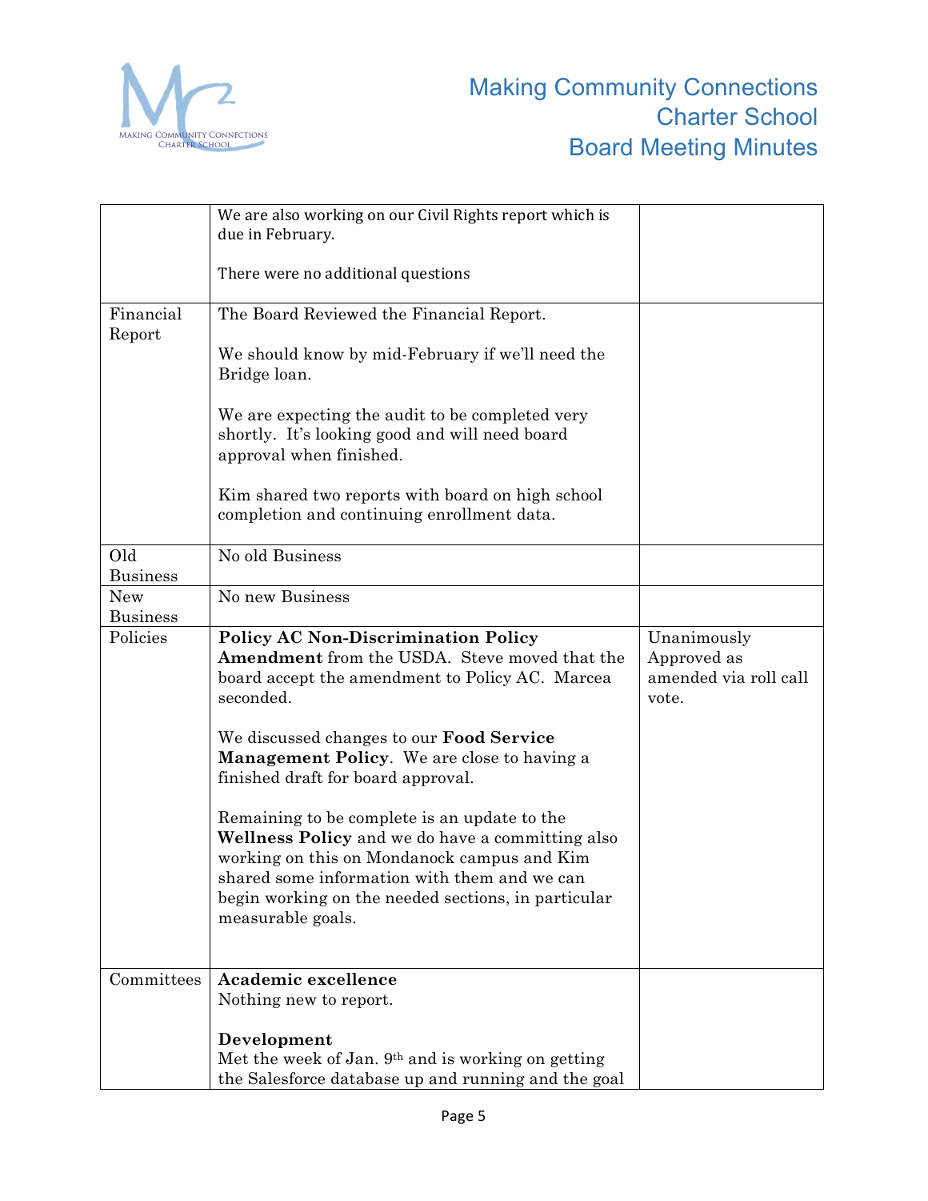| | | |
|---|---|---|
| | We are also working on our Civil Rights report which is due in February.<br><br>There were no additional questions | |
| Financial Report | The Board Reviewed the Financial Report.<br><br>We should know by mid-February if we'll need the Bridge loan.<br><br>We are expecting the audit to be completed very shortly. It's looking good and will need board approval when finished.<br><br>Kim shared two reports with board on high school completion and continuing enrollment data. | |
| Old Business | No old Business | |
| New Business | No new Business | |
| Policies | **Policy AC Non-Discrimination Policy Amendment** from the USDA. Steve moved that the board accept the amendment to Policy AC. Marcea seconded.<br><br>We discussed changes to our **Food Service Management Policy**. We are close to having a finished draft for board approval.<br><br>Remaining to be complete is an update to the **Wellness Policy** and we do have a committing also working on this on Mondanock campus and Kim shared some information with them and we can begin working on the needed sections, in particular measurable goals. | Unanimously Approved as amended via roll call vote. |
| Committees | **Academic excellence**<br>Nothing new to report.<br><br>**Development**<br>Met the week of Jan. 9th and is working on getting the Salesforce database up and running and the goal | |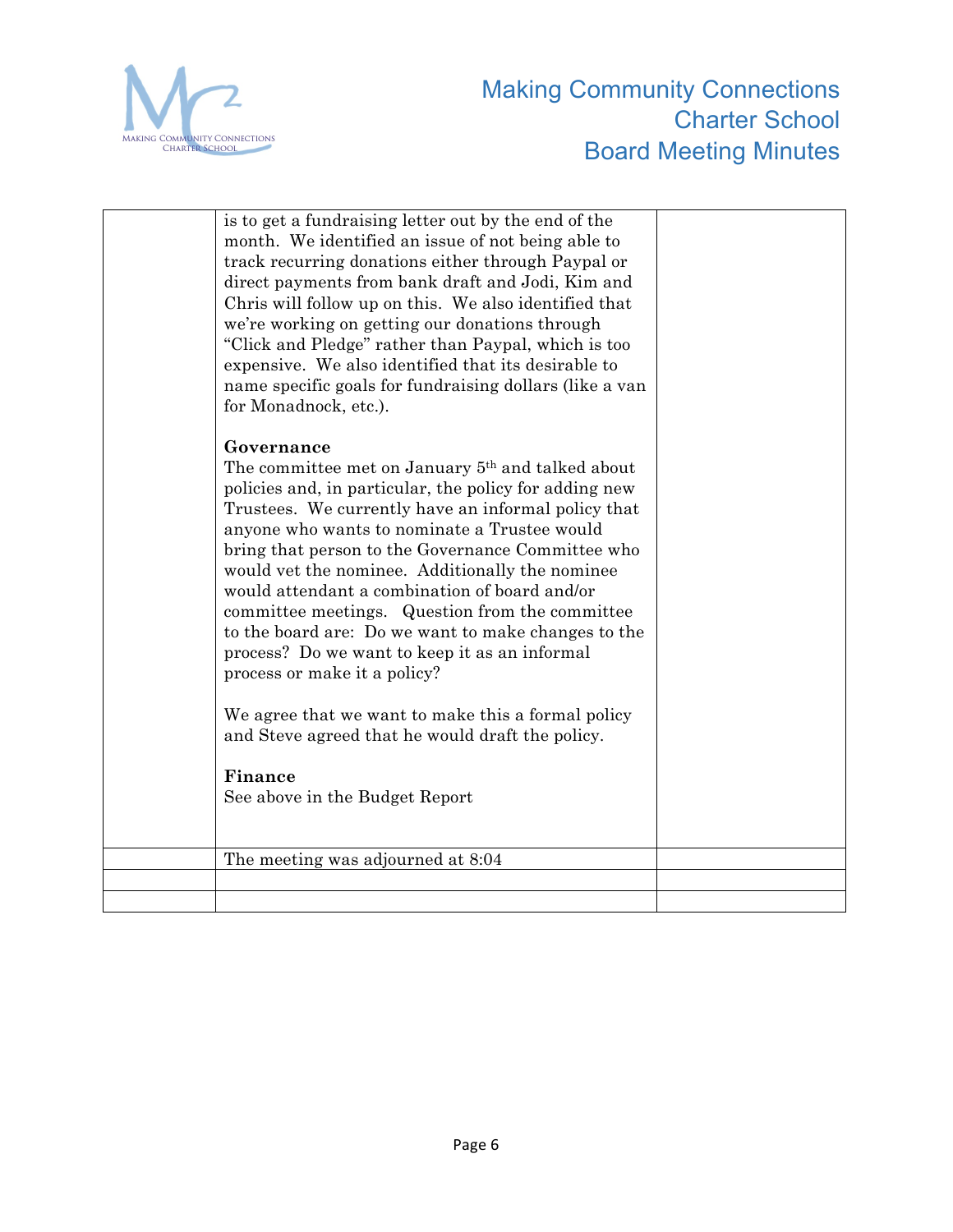| | | |
|---|---|---|
| | is to get a fundraising letter out by the end of the month. We identified an issue of not being able to track recurring donations either through Paypal or direct payments from bank draft and Jodi, Kim and Chris will follow up on this. We also identified that we're working on getting our donations through "Click and Pledge" rather than Paypal, which is too expensive. We also identified that its desirable to name specific goals for fundraising dollars (like a van for Monadnock, etc.).<br><br>**Governance**<br>The committee met on January 5th and talked about policies and, in particular, the policy for adding new Trustees. We currently have an informal policy that anyone who wants to nominate a Trustee would bring that person to the Governance Committee who would vet the nominee. Additionally the nominee would attendant a combination of board and/or committee meetings. Question from the committee to the board are: Do we want to make changes to the process? Do we want to keep it as an informal process or make it a policy?<br><br>We agree that we want to make this a formal policy and Steve agreed that he would draft the policy.<br><br>**Finance**<br>See above in the Budget Report | |
| | The meeting was adjourned at 8:04 | |
| | | |
| | | |